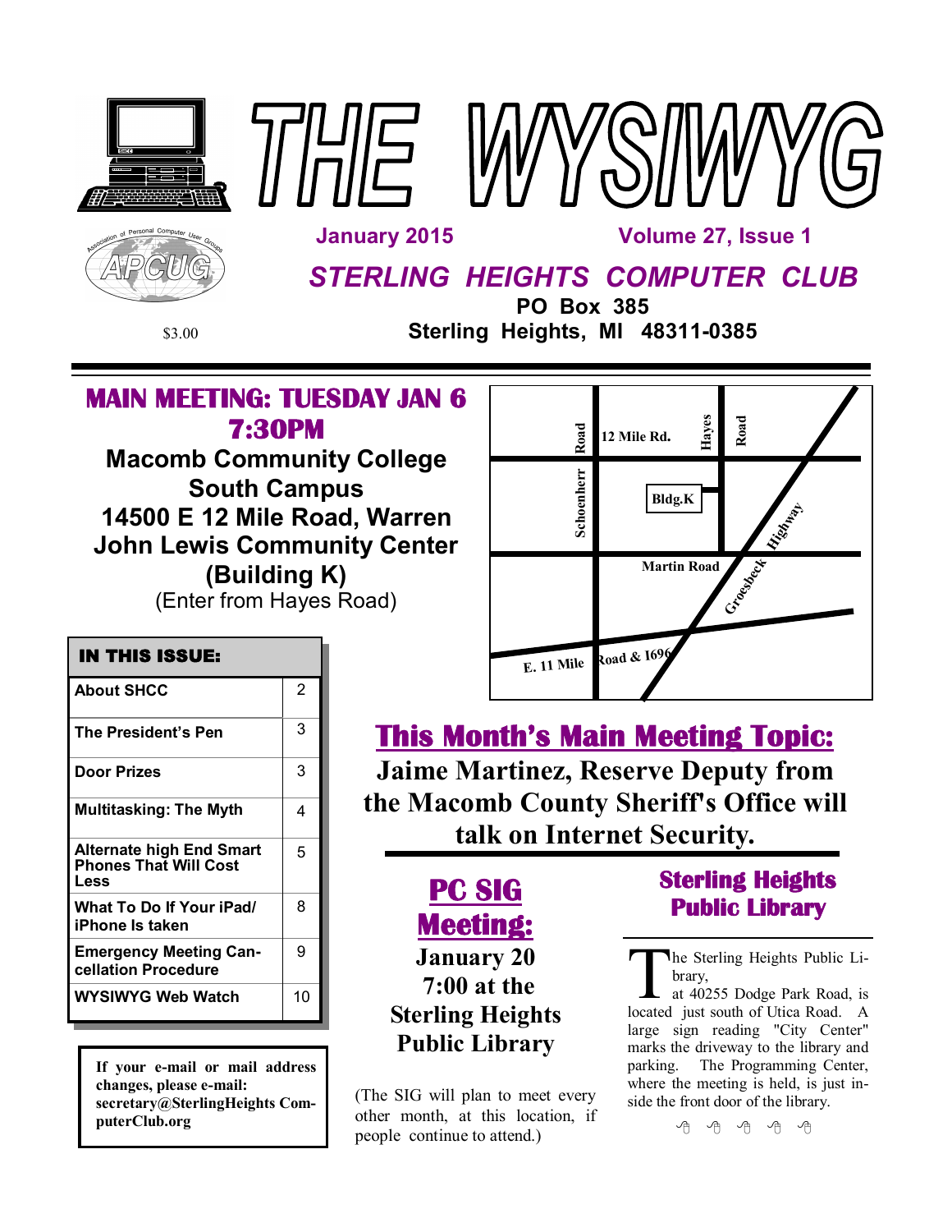# THE WYSIWYG

**January 2015** **Volume 27, Issue 1**

## *STERLING HEIGHTS COMPUTER CLUB*

**PO Box 385**
**Sterling Heights, MI 48311-0385**

$3.00

## MAIN MEETING: TUESDAY JAN 6 7:30PM

**Macomb Community College**
**South Campus**
**14500 E 12 Mile Road, Warren**
**John Lewis Community Center (Building K)**
(Enter from Hayes Road)

12 Mile Rd.
Schoenherr Road
Hayes Road
Bldg.K
Groesbeck Highway
Martin Road
E. 11 Mile Road & 1696

| IN THIS ISSUE: | |
|---|---|
| About SHCC | 2 |
| The President's Pen | 3 |
| Door Prizes | 3 |
| Multitasking: The Myth | 4 |
| Alternate high End Smart Phones That Will Cost Less | 5 |
| What To Do If Your iPad/ iPhone Is taken | 8 |
| Emergency Meeting Cancellation Procedure | 9 |
| WYSIWYG Web Watch | 10 |

**If your e-mail or mail address changes, please e-mail: secretary@SterlingHeights ComputerClub.org**

## This Month's Main Meeting Topic:

**Jaime Martinez, Reserve Deputy from the Macomb County Sheriff's Office will talk on Internet Security.**

## PC SIG Meeting:

**January 20**
**7:00 at the Sterling Heights Public Library**

(The SIG will plan to meet every other month, at this location, if people continue to attend.)

## Sterling Heights Public Library

The Sterling Heights Public Library, at 40255 Dodge Park Road, is located just south of Utica Road. A large sign reading "City Center" marks the driveway to the library and parking. The Programming Center, where the meeting is held, is just inside the front door of the library.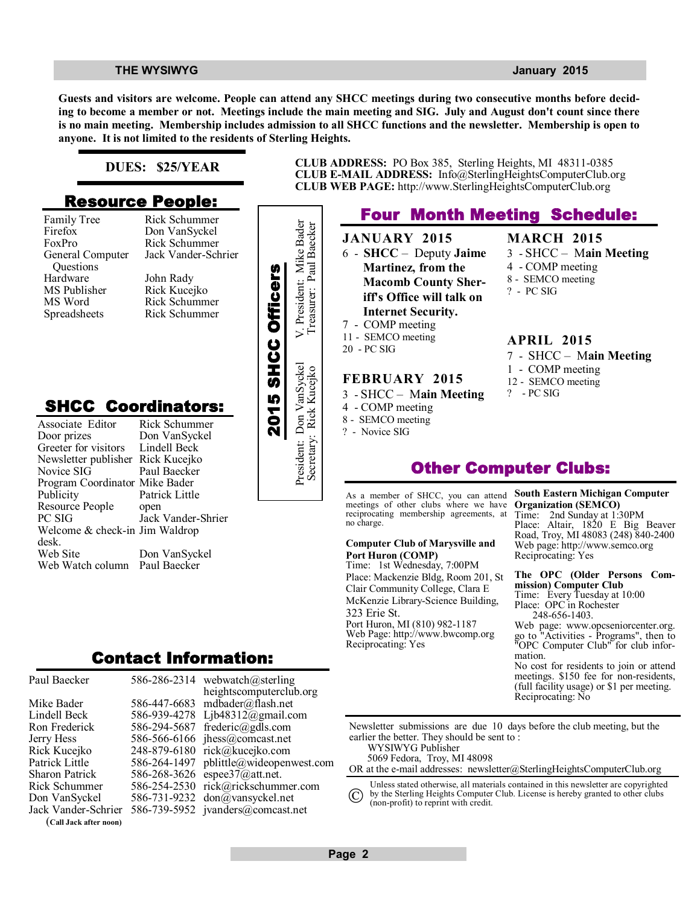**Guests and visitors are welcome. People can attend any SHCC meetings during two consecutive months before deciding to become a member or not. Meetings include the main meeting and SIG. July and August don't count since there is no main meeting. Membership includes admission to all SHCC functions and the newsletter. Membership is open to anyone. It is not limited to the residents of Sterling Heights.**

**DUES: $25/YEAR**

## Resource People:

| | |
|---|---|
| Family Tree | Rick Schummer |
| Firefox | Don VanSyckel |
| FoxPro | Rick Schummer |
| General Computer Questions | Jack Vander-Schrier |
| Hardware | John Rady |
| MS Publisher | Rick Kucejko |
| MS Word | Rick Schummer |
| Spreadsheets | Rick Schummer |

## SHCC Coordinators:

| | |
|---|---|
| Associate Editor | Rick Schummer |
| Door prizes | Don VanSyckel |
| Greeter for visitors | Lindell Beck |
| Newsletter publisher | Rick Kucejko |
| Novice SIG | Paul Baecker |
| Program Coordinator | Mike Bader |
| Publicity | Patrick Little |
| Resource People | open |
| PC SIG | Jack Vander-Shrier |
| Welcome & check-in desk. | Jim Waldrop |
| Web Site | Don VanSyckel |
| Web Watch column | Paul Baecker |

## 2015 SHCC Officers

President: Don VanSyckel
V. President: Mike Bader
Secretary: Rick Kucejko
Treasurer: Paul Baecker

## Contact Information:

| | | |
|---|---|---|
| Paul Baecker | 586-286-2314 | webwatch@sterlingheightscomputerclub.org |
| Mike Bader | 586-447-6683 | mdbader@flash.net |
| Lindell Beck | 586-939-4278 | Ljb48312@gmail.com |
| Ron Frederick | 586-294-5687 | frederic@gdls.com |
| Jerry Hess | 586-566-6166 | jhess@comcast.net |
| Rick Kucejko | 248-879-6180 | rick@kucejko.com |
| Patrick Little | 586-264-1497 | pblittle@wideopenwest.com |
| Sharon Patrick | 586-268-3626 | espee37@att.net. |
| Rick Schummer | 586-254-2530 | rick@rickschummer.com |
| Don VanSyckel | 586-731-9232 | don@vansyckel.net |
| Jack Vander-Schrier | 586-739-5952 | jvanders@comcast.net |

(**Call Jack after noon**)

**CLUB ADDRESS:** PO Box 385, Sterling Heights, MI 48311-0385
**CLUB E-MAIL ADDRESS:** Info@SterlingHeightsComputerClub.org
**CLUB WEB PAGE:** http://www.SterlingHeightsComputerClub.org

## Four Month Meeting Schedule:

### JANUARY 2015
6 - **SHCC** – Deputy **Jaime Martinez, from the Macomb County Sheriff's Office will talk on Internet Security.**
7 - COMP meeting
11 - SEMCO meeting
20 - PC SIG

### FEBRUARY 2015
3 - SHCC – M**ain Meeting**
4 - COMP meeting
8 - SEMCO meeting
? - Novice SIG

### MARCH 2015
3 - SHCC – M**ain Meeting**
4 - COMP meeting
8 - SEMCO meeting
? - PC SIG

### APRIL 2015
7 - SHCC – M**ain Meeting**
1 - COMP meeting
12 - SEMCO meeting
? - PC SIG

## Other Computer Clubs:

As a member of SHCC, you can attend meetings of other clubs where we have reciprocating membership agreements, at no charge.

**Computer Club of Marysville and Port Huron (COMP)**
Time: 1st Wednesday, 7:00PM
Place: Mackenzie Bldg, Room 201, St Clair Community College, Clara E McKenzie Library-Science Building, 323 Erie St.
Port Huron, MI (810) 982-1187
Web Page: http://www.bwcomp.org
Reciprocating: Yes

**South Eastern Michigan Computer Organization (SEMCO)**
Time: 2nd Sunday at 1:30PM
Place: Altair, 1820 E Big Beaver Road, Troy, MI 48083 (248) 840-2400
Web page: http://www.semco.org
Reciprocating: Yes

**The OPC (Older Persons Commission) Computer Club**
Time: Every Tuesday at 10:00
Place: OPC in Rochester
248-656-1403.
Web page: www.opcseniorcenter.org. go to "Activities - Programs", then to "OPC Computer Club" for club information.
No cost for residents to join or attend meetings. $150 fee for non-residents, (full facility usage) or $1 per meeting.
Reciprocating: No

Newsletter submissions are due 10 days before the club meeting, but the earlier the better. They should be sent to :
WYSIWYG Publisher
5069 Fedora, Troy, MI 48098
OR at the e-mail addresses: newsletter@SterlingHeightsComputerClub.org

© Unless stated otherwise, all materials contained in this newsletter are copyrighted by the Sterling Heights Computer Club. License is hereby granted to other clubs (non-profit) to reprint with credit.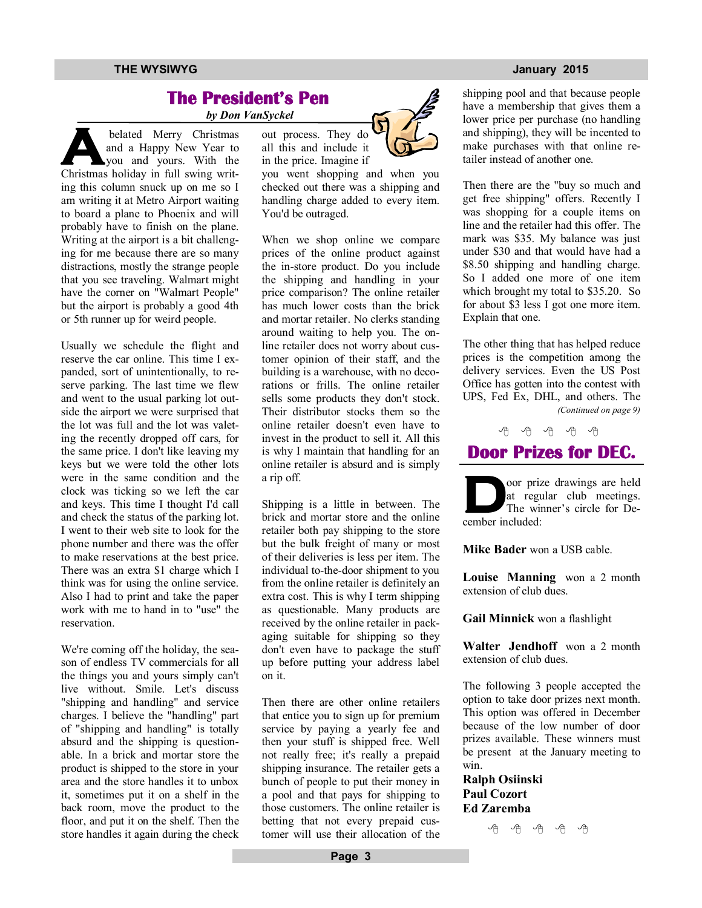## The President's Pen

*by Don VanSyckel*

A belated Merry Christmas and a Happy New Year to you and yours. With the Christmas holiday in full swing writing this column snuck up on me so I am writing it at Metro Airport waiting to board a plane to Phoenix and will probably have to finish on the plane. Writing at the airport is a bit challenging for me because there are so many distractions, mostly the strange people that you see traveling. Walmart might have the corner on "Walmart People" but the airport is probably a good 4th or 5th runner up for weird people.

Usually we schedule the flight and reserve the car online. This time I expanded, sort of unintentionally, to reserve parking. The last time we flew and went to the usual parking lot outside the airport we were surprised that the lot was full and the lot was valeting the recently dropped off cars, for the same price. I don't like leaving my keys but we were told the other lots were in the same condition and the clock was ticking so we left the car and keys. This time I thought I'd call and check the status of the parking lot. I went to their web site to look for the phone number and there was the offer to make reservations at the best price. There was an extra $1 charge which I think was for using the online service. Also I had to print and take the paper work with me to hand in to "use" the reservation.

We're coming off the holiday, the season of endless TV commercials for all the things you and yours simply can't live without. Smile. Let's discuss "shipping and handling" and service charges. I believe the "handling" part of "shipping and handling" is totally absurd and the shipping is questionable. In a brick and mortar store the product is shipped to the store in your area and the store handles it to unbox it, sometimes put it on a shelf in the back room, move the product to the floor, and put it on the shelf. Then the store handles it again during the check out process. They do all this and include it in the price. Imagine if you went shopping and when you checked out there was a shipping and handling charge added to every item. You'd be outraged.

When we shop online we compare prices of the online product against the in-store product. Do you include the shipping and handling in your price comparison? The online retailer has much lower costs than the brick and mortar retailer. No clerks standing around waiting to help you. The online retailer does not worry about customer opinion of their staff, and the building is a warehouse, with no decorations or frills. The online retailer sells some products they don't stock. Their distributor stocks them so the online retailer doesn't even have to invest in the product to sell it. All this is why I maintain that handling for an online retailer is absurd and is simply a rip off.

Shipping is a little in between. The brick and mortar store and the online retailer both pay shipping to the store but the bulk freight of many or most of their deliveries is less per item. The individual to-the-door shipment to you from the online retailer is definitely an extra cost. This is why I term shipping as questionable. Many products are received by the online retailer in packaging suitable for shipping so they don't even have to package the stuff up before putting your address label on it.

Then there are other online retailers that entice you to sign up for premium service by paying a yearly fee and then your stuff is shipped free. Well not really free; it's really a prepaid shipping insurance. The retailer gets a bunch of people to put their money in a pool and that pays for shipping to those customers. The online retailer is betting that not every prepaid customer will use their allocation of the shipping pool and that because people have a membership that gives them a lower price per purchase (no handling and shipping), they will be incented to make purchases with that online retailer instead of another one.

Then there are the "buy so much and get free shipping" offers. Recently I was shopping for a couple items on line and the retailer had this offer. The mark was $35. My balance was just under $30 and that would have had a $8.50 shipping and handling charge. So I added one more of one item which brought my total to $35.20. So for about $3 less I got one more item. Explain that one.

The other thing that has helped reduce prices is the competition among the delivery services. Even the US Post Office has gotten into the contest with UPS, Fed Ex, DHL, and others. The

*(Continued on page 9)*

## Door Prizes for DEC.

Door prize drawings are held at regular club meetings. The winner's circle for December included:

**Mike Bader** won a USB cable.

**Louise Manning** won a 2 month extension of club dues.

**Gail Minnick** won a flashlight

**Walter Jendhoff** won a 2 month extension of club dues.

The following 3 people accepted the option to take door prizes next month. This option was offered in December because of the low number of door prizes available. These winners must be present at the January meeting to win.

**Ralph Osiinski**
**Paul Cozort**
**Ed Zaremba**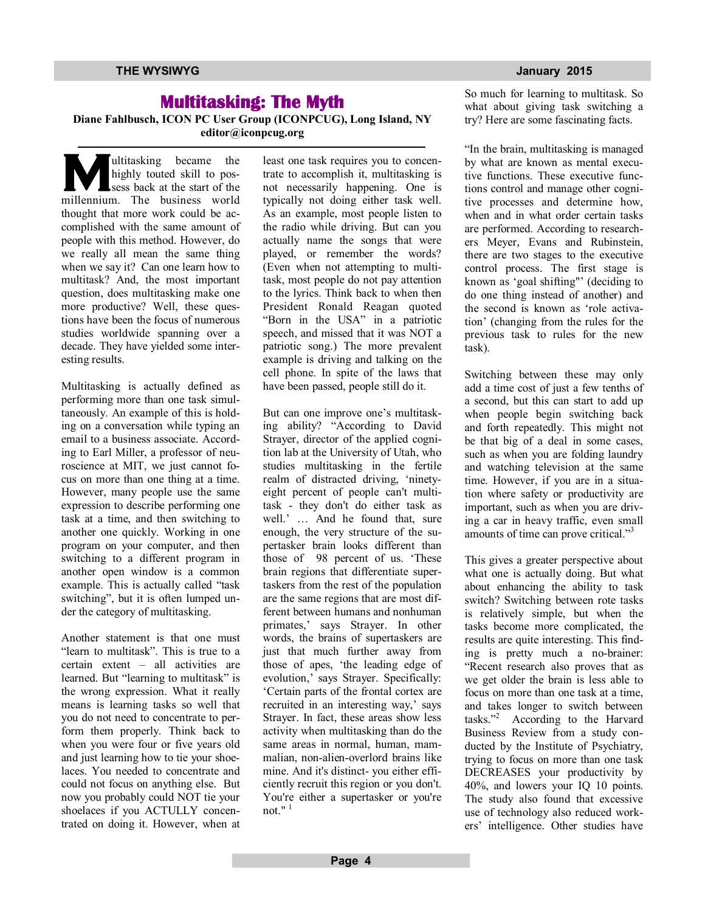# Multitasking: The Myth

**Diane Fahlbusch, ICON PC User Group (ICONPCUG), Long Island, NY**
**editor@iconpcug.org**

Multitasking became the highly touted skill to possess back at the start of the millennium. The business world thought that more work could be accomplished with the same amount of people with this method. However, do we really all mean the same thing when we say it? Can one learn how to multitask? And, the most important question, does multitasking make one more productive? Well, these questions have been the focus of numerous studies worldwide spanning over a decade. They have yielded some interesting results.

Multitasking is actually defined as performing more than one task simultaneously. An example of this is holding on a conversation while typing an email to a business associate. According to Earl Miller, a professor of neuroscience at MIT, we just cannot focus on more than one thing at a time. However, many people use the same expression to describe performing one task at a time, and then switching to another one quickly. Working in one program on your computer, and then switching to a different program in another open window is a common example. This is actually called "task switching", but it is often lumped under the category of multitasking.

Another statement is that one must "learn to multitask". This is true to a certain extent – all activities are learned. But "learning to multitask" is the wrong expression. What it really means is learning tasks so well that you do not need to concentrate to perform them properly. Think back to when you were four or five years old and just learning how to tie your shoelaces. You needed to concentrate and could not focus on anything else. But now you probably could NOT tie your shoelaces if you ACTULLY concentrated on doing it. However, when at least one task requires you to concentrate to accomplish it, multitasking is not necessarily happening. One is typically not doing either task well. As an example, most people listen to the radio while driving. But can you actually name the songs that were played, or remember the words? (Even when not attempting to multitask, most people do not pay attention to the lyrics. Think back to when then President Ronald Reagan quoted "Born in the USA" in a patriotic speech, and missed that it was NOT a patriotic song.) The more prevalent example is driving and talking on the cell phone. In spite of the laws that have been passed, people still do it.

But can one improve one's multitasking ability? "According to David Strayer, director of the applied cognition lab at the University of Utah, who studies multitasking in the fertile realm of distracted driving, 'ninety-eight percent of people can't multitask - they don't do either task as well.' … And he found that, sure enough, the very structure of the supertasker brain looks different than those of 98 percent of us. 'These brain regions that differentiate supertaskers from the rest of the population are the same regions that are most different between humans and nonhuman primates,' says Strayer. In other words, the brains of supertaskers are just that much further away from those of apes, 'the leading edge of evolution,' says Strayer. Specifically: 'Certain parts of the frontal cortex are recruited in an interesting way,' says Strayer. In fact, these areas show less activity when multitasking than do the same areas in normal, human, mammalian, non-alien-overlord brains like mine. And it's distinct- you either efficiently recruit this region or you don't. You're either a supertasker or you're not." [1]

So much for learning to multitask. So what about giving task switching a try? Here are some fascinating facts.

"In the brain, multitasking is managed by what are known as mental executive functions. These executive functions control and manage other cognitive processes and determine how, when and in what order certain tasks are performed. According to researchers Meyer, Evans and Rubinstein, there are two stages to the executive control process. The first stage is known as 'goal shifting"' (deciding to do one thing instead of another) and the second is known as 'role activation' (changing from the rules for the previous task to rules for the new task).

Switching between these may only add a time cost of just a few tenths of a second, but this can start to add up when people begin switching back and forth repeatedly. This might not be that big of a deal in some cases, such as when you are folding laundry and watching television at the same time. However, if you are in a situation where safety or productivity are important, such as when you are driving a car in heavy traffic, even small amounts of time can prove critical."[3]

This gives a greater perspective about what one is actually doing. But what about enhancing the ability to task switch? Switching between rote tasks is relatively simple, but when the tasks become more complicated, the results are quite interesting. This finding is pretty much a no-brainer: "Recent research also proves that as we get older the brain is less able to focus on more than one task at a time, and takes longer to switch between tasks."[2] According to the Harvard Business Review from a study conducted by the Institute of Psychiatry, trying to focus on more than one task DECREASES your productivity by 40%, and lowers your IQ 10 points. The study also found that excessive use of technology also reduced workers' intelligence. Other studies have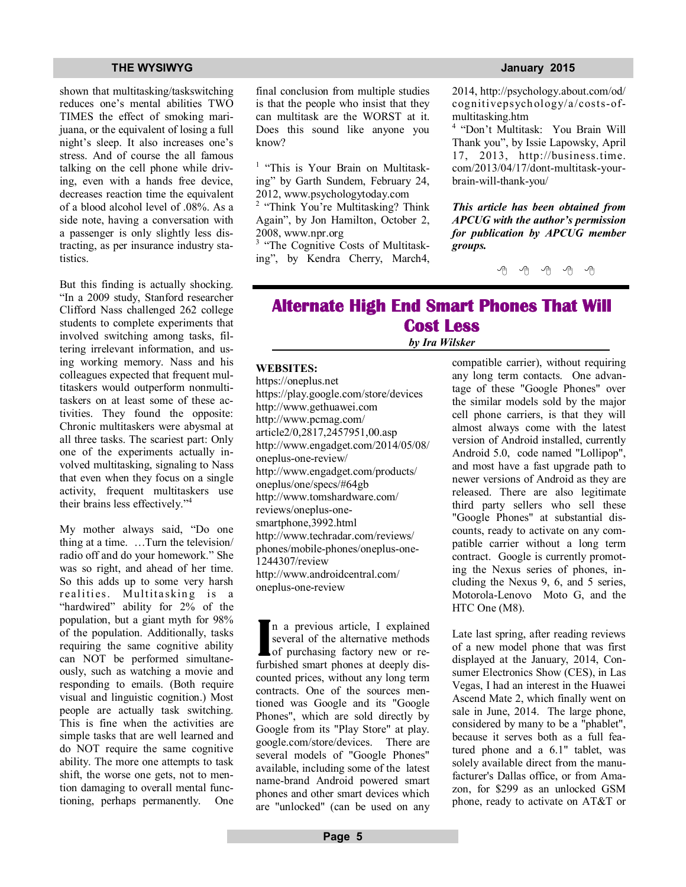shown that multitasking/taskswitching reduces one's mental abilities TWO TIMES the effect of smoking marijuana, or the equivalent of losing a full night's sleep. It also increases one's stress. And of course the all famous talking on the cell phone while driving, even with a hands free device, decreases reaction time the equivalent of a blood alcohol level of .08%. As a side note, having a conversation with a passenger is only slightly less distracting, as per insurance industry statistics.

But this finding is actually shocking. "In a 2009 study, Stanford researcher Clifford Nass challenged 262 college students to complete experiments that involved switching among tasks, filtering irrelevant information, and using working memory. Nass and his colleagues expected that frequent multitaskers would outperform nonmultitaskers on at least some of these activities. They found the opposite: Chronic multitaskers were abysmal at all three tasks. The scariest part: Only one of the experiments actually involved multitasking, signaling to Nass that even when they focus on a single activity, frequent multitaskers use their brains less effectively."[4]

My mother always said, "Do one thing at a time. …Turn the television/radio off and do your homework." She was so right, and ahead of her time. So this adds up to some very harsh realities. Multitasking is a "hardwired" ability for 2% of the population, but a giant myth for 98% of the population. Additionally, tasks requiring the same cognitive ability can NOT be performed simultaneously, such as watching a movie and responding to emails. (Both require visual and linguistic cognition.) Most people are actually task switching. This is fine when the activities are simple tasks that are well learned and do NOT require the same cognitive ability. The more one attempts to task shift, the worse one gets, not to mention damaging to overall mental functioning, perhaps permanently. One final conclusion from multiple studies is that the people who insist that they can multitask are the WORST at it. Does this sound like anyone you know?

[1] "This is Your Brain on Multitasking" by Garth Sundem, February 24, 2012, www.psychologytoday.com
[2] "Think You're Multitasking? Think Again", by Jon Hamilton, October 2, 2008, www.npr.org
[3] "The Cognitive Costs of Multitasking", by Kendra Cherry, March4, 2014, http://psychology.about.com/od/cognitivepsychology/a/costs-of-multitasking.htm
[4] "Don't Multitask: You Brain Will Thank you", by Issie Lapowsky, April 17, 2013, http://business.time.com/2013/04/17/dont-multitask-your-brain-will-thank-you/

***This article has been obtained from APCUG with the author's permission for publication by APCUG member groups.***

# Alternate High End Smart Phones That Will Cost Less

*by Ira Wilsker*

**WEBSITES:**
https://oneplus.net
https://play.google.com/store/devices
http://www.gethuawei.com
http://www.pcmag.com/article2/0,2817,2457951,00.asp
http://www.engadget.com/2014/05/08/oneplus-one-review/
http://www.engadget.com/products/oneplus/one/specs/#64gb
http://www.tomshardware.com/reviews/oneplus-one-smartphone,3992.html
http://www.techradar.com/reviews/phones/mobile-phones/oneplus-one-1244307/review
http://www.androidcentral.com/oneplus-one-review

In a previous article, I explained several of the alternative methods of purchasing factory new or refurbished smart phones at deeply discounted prices, without any long term contracts. One of the sources mentioned was Google and its "Google Phones", which are sold directly by Google from its "Play Store" at play.google.com/store/devices. There are several models of "Google Phones" available, including some of the latest name-brand Android powered smart phones and other smart devices which are "unlocked" (can be used on any compatible carrier), without requiring any long term contacts. One advantage of these "Google Phones" over the similar models sold by the major cell phone carriers, is that they will almost always come with the latest version of Android installed, currently Android 5.0, code named "Lollipop", and most have a fast upgrade path to newer versions of Android as they are released. There are also legitimate third party sellers who sell these "Google Phones" at substantial discounts, ready to activate on any compatible carrier without a long term contract. Google is currently promoting the Nexus series of phones, including the Nexus 9, 6, and 5 series, Motorola-Lenovo Moto G, and the HTC One (M8).

Late last spring, after reading reviews of a new model phone that was first displayed at the January, 2014, Consumer Electronics Show (CES), in Las Vegas, I had an interest in the Huawei Ascend Mate 2, which finally went on sale in June, 2014. The large phone, considered by many to be a "phablet", because it serves both as a full featured phone and a 6.1" tablet, was solely available direct from the manufacturer's Dallas office, or from Amazon, for $299 as an unlocked GSM phone, ready to activate on AT&T or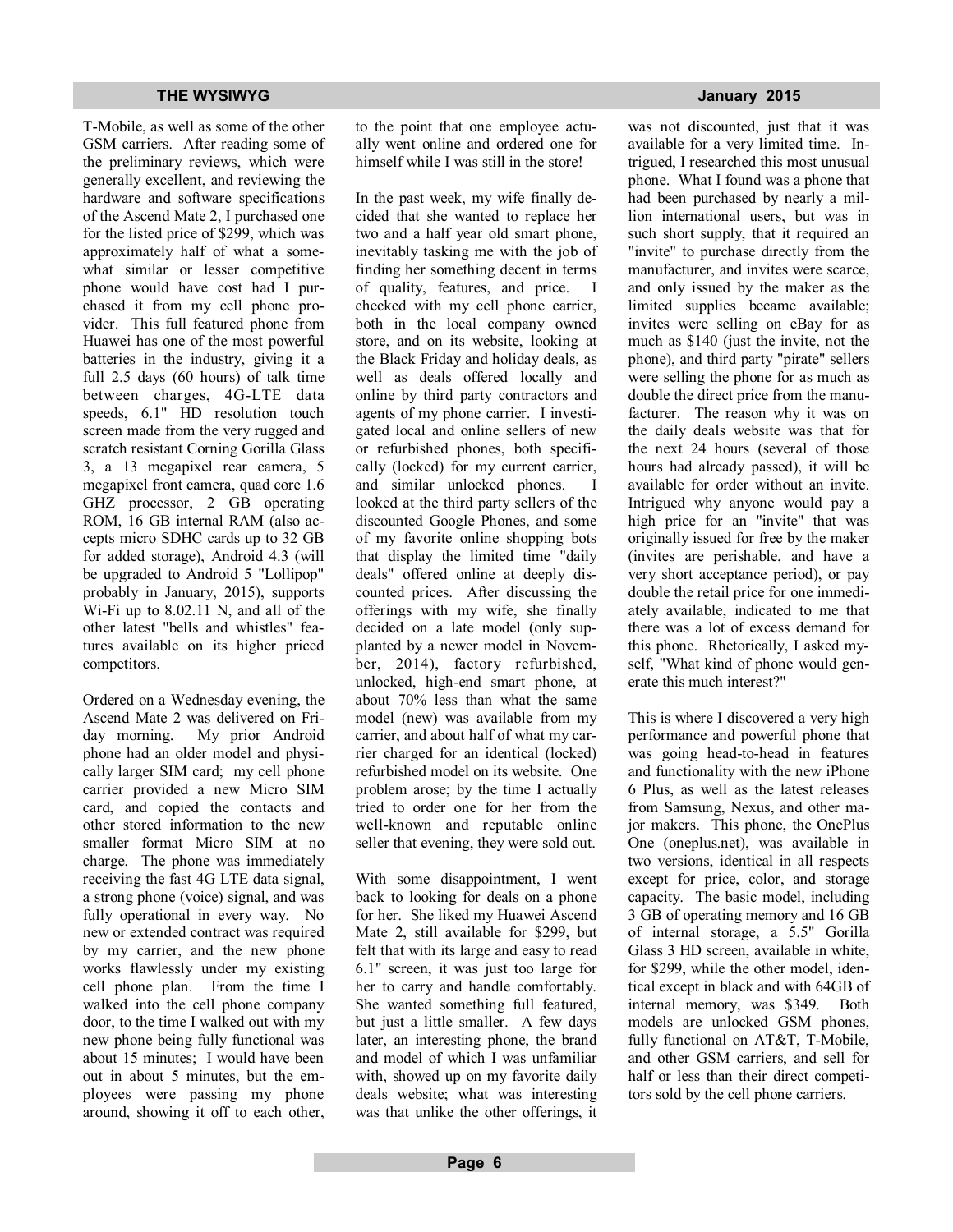T-Mobile, as well as some of the other GSM carriers. After reading some of the preliminary reviews, which were generally excellent, and reviewing the hardware and software specifications of the Ascend Mate 2, I purchased one for the listed price of $299, which was approximately half of what a somewhat similar or lesser competitive phone would have cost had I purchased it from my cell phone provider. This full featured phone from Huawei has one of the most powerful batteries in the industry, giving it a full 2.5 days (60 hours) of talk time between charges, 4G-LTE data speeds, 6.1" HD resolution touch screen made from the very rugged and scratch resistant Corning Gorilla Glass 3, a 13 megapixel rear camera, 5 megapixel front camera, quad core 1.6 GHZ processor, 2 GB operating ROM, 16 GB internal RAM (also accepts micro SDHC cards up to 32 GB for added storage), Android 4.3 (will be upgraded to Android 5 "Lollipop" probably in January, 2015), supports Wi-Fi up to 8.02.11 N, and all of the other latest "bells and whistles" features available on its higher priced competitors.

Ordered on a Wednesday evening, the Ascend Mate 2 was delivered on Friday morning. My prior Android phone had an older model and physically larger SIM card; my cell phone carrier provided a new Micro SIM card, and copied the contacts and other stored information to the new smaller format Micro SIM at no charge. The phone was immediately receiving the fast 4G LTE data signal, a strong phone (voice) signal, and was fully operational in every way. No new or extended contract was required by my carrier, and the new phone works flawlessly under my existing cell phone plan. From the time I walked into the cell phone company door, to the time I walked out with my new phone being fully functional was about 15 minutes; I would have been out in about 5 minutes, but the employees were passing my phone around, showing it off to each other, to the point that one employee actually went online and ordered one for himself while I was still in the store!

In the past week, my wife finally decided that she wanted to replace her two and a half year old smart phone, inevitably tasking me with the job of finding her something decent in terms of quality, features, and price. I checked with my cell phone carrier, both in the local company owned store, and on its website, looking at the Black Friday and holiday deals, as well as deals offered locally and online by third party contractors and agents of my phone carrier. I investigated local and online sellers of new or refurbished phones, both specifically (locked) for my current carrier, and similar unlocked phones. I looked at the third party sellers of the discounted Google Phones, and some of my favorite online shopping bots that display the limited time "daily deals" offered online at deeply discounted prices. After discussing the offerings with my wife, she finally decided on a late model (only supplanted by a newer model in November, 2014), factory refurbished, unlocked, high-end smart phone, at about 70% less than what the same model (new) was available from my carrier, and about half of what my carrier charged for an identical (locked) refurbished model on its website. One problem arose; by the time I actually tried to order one for her from the well-known and reputable online seller that evening, they were sold out.

With some disappointment, I went back to looking for deals on a phone for her. She liked my Huawei Ascend Mate 2, still available for $299, but felt that with its large and easy to read 6.1" screen, it was just too large for her to carry and handle comfortably. She wanted something full featured, but just a little smaller. A few days later, an interesting phone, the brand and model of which I was unfamiliar with, showed up on my favorite daily deals website; what was interesting was that unlike the other offerings, it was not discounted, just that it was available for a very limited time. Intrigued, I researched this most unusual phone. What I found was a phone that had been purchased by nearly a million international users, but was in such short supply, that it required an "invite" to purchase directly from the manufacturer, and invites were scarce, and only issued by the maker as the limited supplies became available; invites were selling on eBay for as much as $140 (just the invite, not the phone), and third party "pirate" sellers were selling the phone for as much as double the direct price from the manufacturer. The reason why it was on the daily deals website was that for the next 24 hours (several of those hours had already passed), it will be available for order without an invite. Intrigued why anyone would pay a high price for an "invite" that was originally issued for free by the maker (invites are perishable, and have a very short acceptance period), or pay double the retail price for one immediately available, indicated to me that there was a lot of excess demand for this phone. Rhetorically, I asked myself, "What kind of phone would generate this much interest?"

This is where I discovered a very high performance and powerful phone that was going head-to-head in features and functionality with the new iPhone 6 Plus, as well as the latest releases from Samsung, Nexus, and other major makers. This phone, the OnePlus One (oneplus.net), was available in two versions, identical in all respects except for price, color, and storage capacity. The basic model, including 3 GB of operating memory and 16 GB of internal storage, a 5.5" Gorilla Glass 3 HD screen, available in white, for $299, while the other model, identical except in black and with 64GB of internal memory, was $349. Both models are unlocked GSM phones, fully functional on AT&T, T-Mobile, and other GSM carriers, and sell for half or less than their direct competitors sold by the cell phone carriers.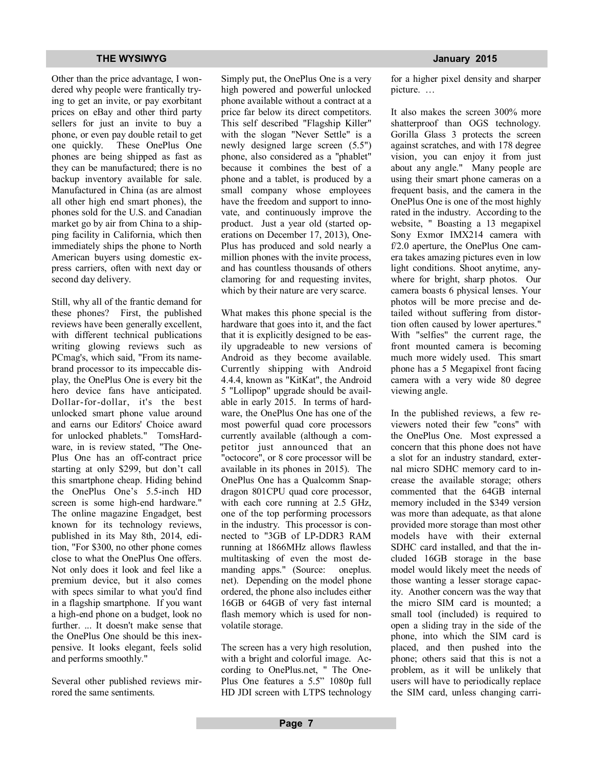Other than the price advantage, I wondered why people were frantically trying to get an invite, or pay exorbitant prices on eBay and other third party sellers for just an invite to buy a phone, or even pay double retail to get one quickly. These OnePlus One phones are being shipped as fast as they can be manufactured; there is no backup inventory available for sale. Manufactured in China (as are almost all other high end smart phones), the phones sold for the U.S. and Canadian market go by air from China to a shipping facility in California, which then immediately ships the phone to North American buyers using domestic express carriers, often with next day or second day delivery.

Still, why all of the frantic demand for these phones? First, the published reviews have been generally excellent, with different technical publications writing glowing reviews such as PCmag's, which said, "From its name-brand processor to its impeccable display, the OnePlus One is every bit the hero device fans have anticipated. Dollar-for-dollar, it's the best unlocked smart phone value around and earns our Editors' Choice award for unlocked phablets." TomsHardware, in is review stated, "The OnePlus One has an off-contract price starting at only $299, but don't call this smartphone cheap. Hiding behind the OnePlus One's 5.5-inch HD screen is some high-end hardware." The online magazine Engadget, best known for its technology reviews, published in its May 8th, 2014, edition, "For $300, no other phone comes close to what the OnePlus One offers. Not only does it look and feel like a premium device, but it also comes with specs similar to what you'd find in a flagship smartphone. If you want a high-end phone on a budget, look no further. ... It doesn't make sense that the OnePlus One should be this inexpensive. It looks elegant, feels solid and performs smoothly."

Several other published reviews mirrored the same sentiments.

Simply put, the OnePlus One is a very high powered and powerful unlocked phone available without a contract at a price far below its direct competitors. This self described "Flagship Killer" with the slogan "Never Settle" is a newly designed large screen (5.5") phone, also considered as a "phablet" because it combines the best of a phone and a tablet, is produced by a small company whose employees have the freedom and support to innovate, and continuously improve the product. Just a year old (started operations on December 17, 2013), OnePlus has produced and sold nearly a million phones with the invite process, and has countless thousands of others clamoring for and requesting invites, which by their nature are very scarce.

What makes this phone special is the hardware that goes into it, and the fact that it is explicitly designed to be easily upgradeable to new versions of Android as they become available. Currently shipping with Android 4.4.4, known as "KitKat", the Android 5 "Lollipop" upgrade should be available in early 2015. In terms of hardware, the OnePlus One has one of the most powerful quad core processors currently available (although a competitor just announced that an "octocore", or 8 core processor will be available in its phones in 2015). The OnePlus One has a Qualcomm Snapdragon 801CPU quad core processor, with each core running at 2.5 GHz, one of the top performing processors in the industry. This processor is connected to "3GB of LP-DDR3 RAM running at 1866MHz allows flawless multitasking of even the most demanding apps." (Source: oneplus. net). Depending on the model phone ordered, the phone also includes either 16GB or 64GB of very fast internal flash memory which is used for non-volatile storage.

The screen has a very high resolution, with a bright and colorful image. According to OnePlus.net, " The OnePlus One features a 5.5" 1080p full HD JDI screen with LTPS technology for a higher pixel density and sharper picture. …

It also makes the screen 300% more shatterproof than OGS technology. Gorilla Glass 3 protects the screen against scratches, and with 178 degree vision, you can enjoy it from just about any angle." Many people are using their smart phone cameras on a frequent basis, and the camera in the OnePlus One is one of the most highly rated in the industry. According to the website, " Boasting a 13 megapixel Sony Exmor IMX214 camera with f/2.0 aperture, the OnePlus One camera takes amazing pictures even in low light conditions. Shoot anytime, anywhere for bright, sharp photos. Our camera boasts 6 physical lenses. Your photos will be more precise and detailed without suffering from distortion often caused by lower apertures." With "selfies" the current rage, the front mounted camera is becoming much more widely used. This smart phone has a 5 Megapixel front facing camera with a very wide 80 degree viewing angle.

In the published reviews, a few reviewers noted their few "cons" with the OnePlus One. Most expressed a concern that this phone does not have a slot for an industry standard, external micro SDHC memory card to increase the available storage; others commented that the 64GB internal memory included in the $349 version was more than adequate, as that alone provided more storage than most other models have with their external SDHC card installed, and that the included 16GB storage in the base model would likely meet the needs of those wanting a lesser storage capacity. Another concern was the way that the micro SIM card is mounted; a small tool (included) is required to open a sliding tray in the side of the phone, into which the SIM card is placed, and then pushed into the phone; others said that this is not a problem, as it will be unlikely that users will have to periodically replace the SIM card, unless changing carri-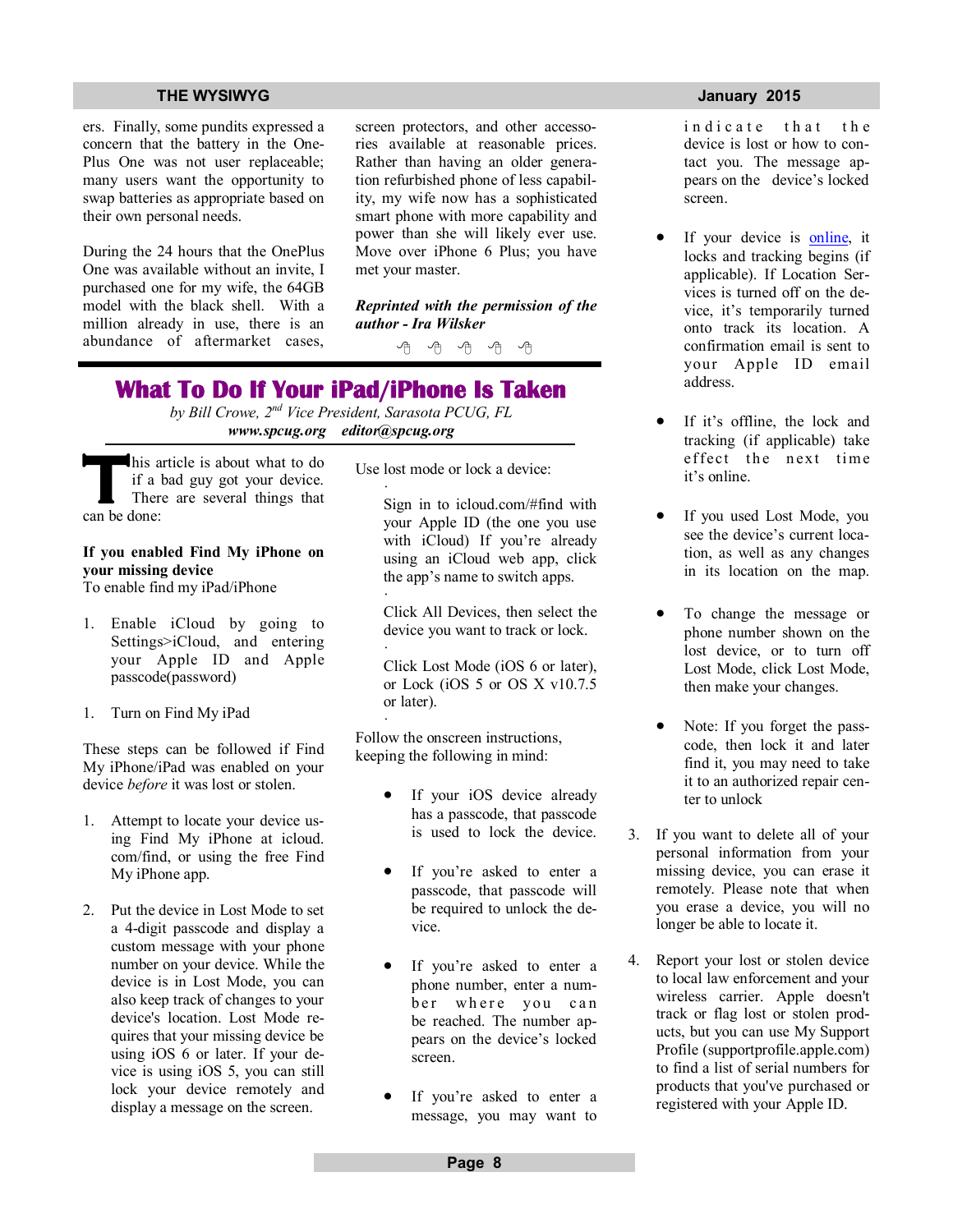ers. Finally, some pundits expressed a concern that the battery in the OnePlus One was not user replaceable; many users want the opportunity to swap batteries as appropriate based on their own personal needs.

During the 24 hours that the OnePlus One was available without an invite, I purchased one for my wife, the 64GB model with the black shell. With a million already in use, there is an abundance of aftermarket cases, screen protectors, and other accessories available at reasonable prices. Rather than having an older generation refurbished phone of less capability, my wife now has a sophisticated smart phone with more capability and power than she will likely ever use. Move over iPhone 6 Plus; you have met your master.

***Reprinted with the permission of the author - Ira Wilsker***

## What To Do If Your iPad/iPhone Is Taken

*by Bill Crowe, 2nd Vice President, Sarasota PCUG, FL*
***www.spcug.org editor@spcug.org***

This article is about what to do if a bad guy got your device. There are several things that can be done:

**If you enabled Find My iPhone on your missing device**
To enable find my iPad/iPhone

1. Enable iCloud by going to Settings>iCloud, and entering your Apple ID and Apple passcode(password)
1. Turn on Find My iPad

These steps can be followed if Find My iPhone/iPad was enabled on your device *before* it was lost or stolen.

1. Attempt to locate your device using Find My iPhone at icloud.com/find, or using the free Find My iPhone app.
2. Put the device in Lost Mode to set a 4-digit passcode and display a custom message with your phone number on your device. While the device is in Lost Mode, you can also keep track of changes to your device's location. Lost Mode requires that your missing device be using iOS 6 or later. If your device is using iOS 5, you can still lock your device remotely and display a message on the screen.

Use lost mode or lock a device:

Sign in to icloud.com/#find with your Apple ID (the one you use with iCloud) If you're already using an iCloud web app, click the app's name to switch apps.

Click All Devices, then select the device you want to track or lock.

Click Lost Mode (iOS 6 or later), or Lock (iOS 5 or OS X v10.7.5 or later).

Follow the onscreen instructions, keeping the following in mind:

- If your iOS device already has a passcode, that passcode is used to lock the device.
- If you're asked to enter a passcode, that passcode will be required to unlock the device.
- If you're asked to enter a phone number, enter a number where you can be reached. The number appears on the device's locked screen.
- If you're asked to enter a message, you may want to indicate that the device is lost or how to contact you. The message appears on the device's locked screen.
- If your device is online, it locks and tracking begins (if applicable). If Location Services is turned off on the device, it's temporarily turned onto track its location. A confirmation email is sent to your Apple ID email address.
- If it's offline, the lock and tracking (if applicable) take effect the next time it's online.
- If you used Lost Mode, you see the device's current location, as well as any changes in its location on the map.
- To change the message or phone number shown on the lost device, or to turn off Lost Mode, click Lost Mode, then make your changes.
- Note: If you forget the passcode, then lock it and later find it, you may need to take it to an authorized repair center to unlock

3. If you want to delete all of your personal information from your missing device, you can erase it remotely. Please note that when you erase a device, you will no longer be able to locate it.
4. Report your lost or stolen device to local law enforcement and your wireless carrier. Apple doesn't track or flag lost or stolen products, but you can use My Support Profile (supportprofile.apple.com) to find a list of serial numbers for products that you've purchased or registered with your Apple ID.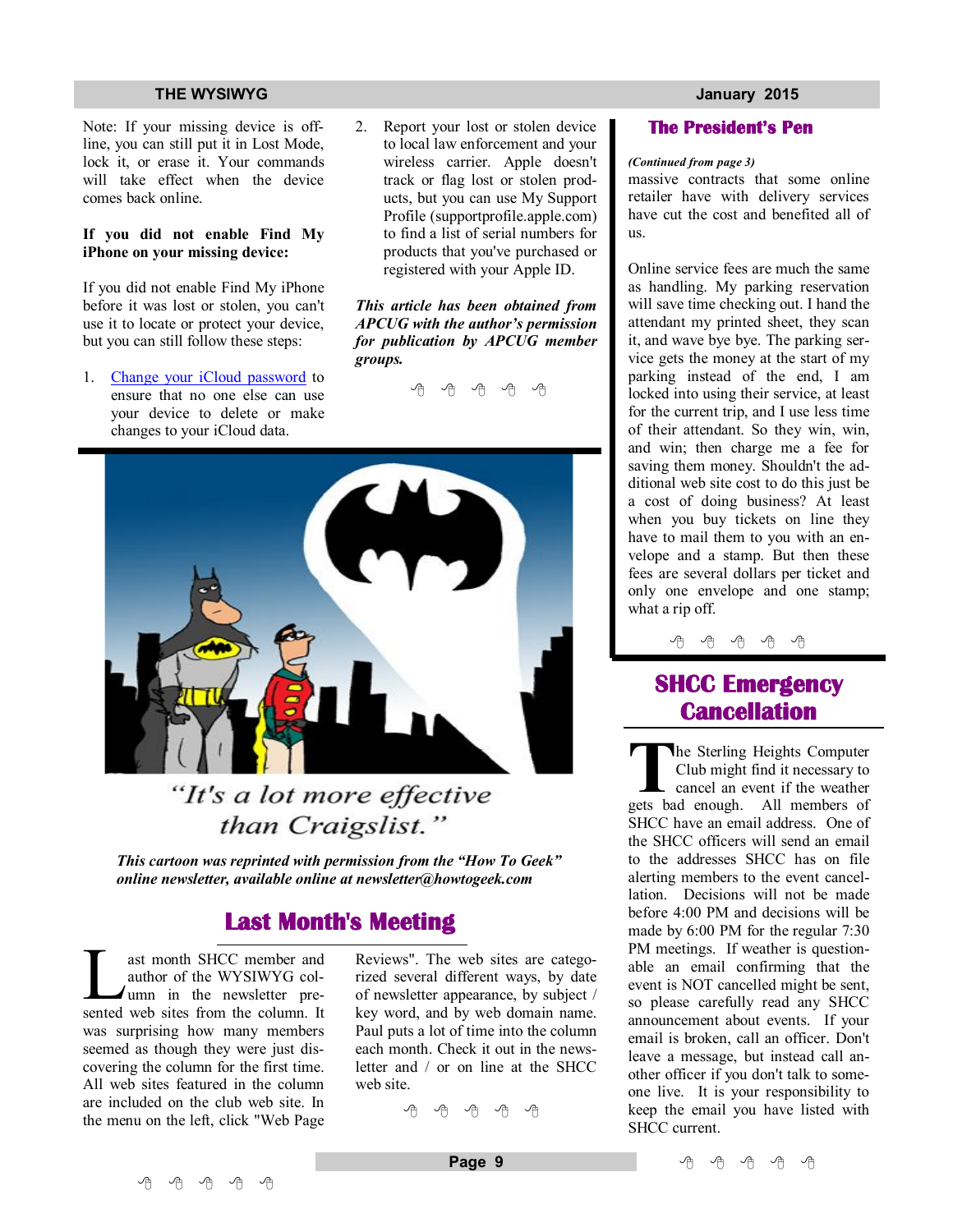Note: If your missing device is offline, you can still put it in Lost Mode, lock it, or erase it. Your commands will take effect when the device comes back online.

**If you did not enable Find My iPhone on your missing device:**

If you did not enable Find My iPhone before it was lost or stolen, you can't use it to locate or protect your device, but you can still follow these steps:

1. Change your iCloud password to ensure that no one else can use your device to delete or make changes to your iCloud data.
2. Report your lost or stolen device to local law enforcement and your wireless carrier. Apple doesn't track or flag lost or stolen products, but you can use My Support Profile (supportprofile.apple.com) to find a list of serial numbers for products that you've purchased or registered with your Apple ID.

***This article has been obtained from APCUG with the author's permission for publication by APCUG member groups.***

"It's a lot more effective than Craigslist."

***This cartoon was reprinted with permission from the "How To Geek" online newsletter, available online at newsletter@howtogeek.com***

## Last Month's Meeting

Last month SHCC member and author of the WYSIWYG column in the newsletter presented web sites from the column. It was surprising how many members seemed as though they were just discovering the column for the first time. All web sites featured in the column are included on the club web site. In the menu on the left, click "Web Page Reviews". The web sites are categorized several different ways, by date of newsletter appearance, by subject / key word, and by web domain name. Paul puts a lot of time into the column each month. Check it out in the newsletter and / or on line at the SHCC web site.

## The President's Pen

*(Continued from page 3)*

massive contracts that some online retailer have with delivery services have cut the cost and benefited all of us.

Online service fees are much the same as handling. My parking reservation will save time checking out. I hand the attendant my printed sheet, they scan it, and wave bye bye. The parking service gets the money at the start of my parking instead of the end, I am locked into using their service, at least for the current trip, and I use less time of their attendant. So they win, win, and win; then charge me a fee for saving them money. Shouldn't the additional web site cost to do this just be a cost of doing business? At least when you buy tickets on line they have to mail them to you with an envelope and a stamp. But then these fees are several dollars per ticket and only one envelope and one stamp; what a rip off.

## SHCC Emergency Cancellation

The Sterling Heights Computer Club might find it necessary to cancel an event if the weather gets bad enough. All members of SHCC have an email address. One of the SHCC officers will send an email to the addresses SHCC has on file alerting members to the event cancellation. Decisions will not be made before 4:00 PM and decisions will be made by 6:00 PM for the regular 7:30 PM meetings. If weather is questionable an email confirming that the event is NOT cancelled might be sent, so please carefully read any SHCC announcement about events. If your email is broken, call an officer. Don't leave a message, but instead call another officer if you don't talk to someone live. It is your responsibility to keep the email you have listed with SHCC current.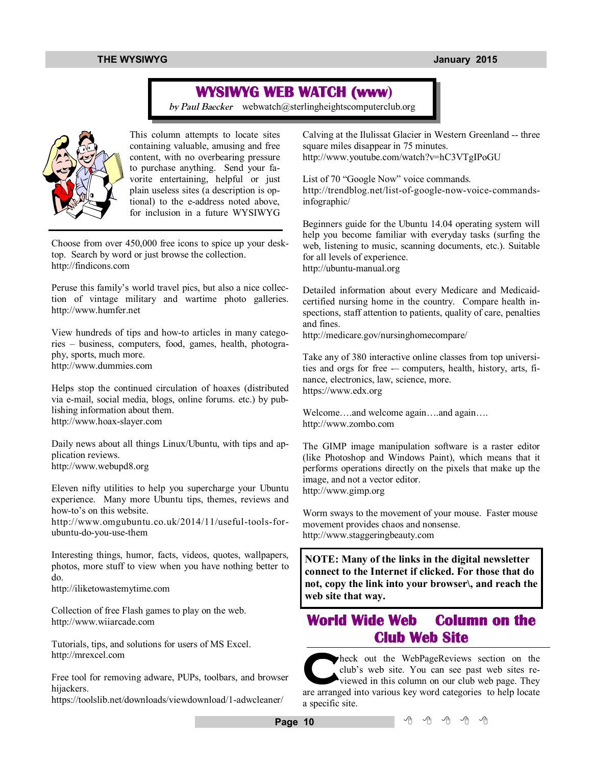# WYSIWYG WEB WATCH (www)

*by Paul Baecker* webwatch@sterlingheightscomputerclub.org

This column attempts to locate sites containing valuable, amusing and free content, with no overbearing pressure to purchase anything. Send your favorite entertaining, helpful or just plain useless sites (a description is optional) to the e-address noted above, for inclusion in a future WYSIWYG

Choose from over 450,000 free icons to spice up your desktop. Search by word or just browse the collection.
http://findicons.com

Peruse this family's world travel pics, but also a nice collection of vintage military and wartime photo galleries.
http://www.humfer.net

View hundreds of tips and how-to articles in many categories – business, computers, food, games, health, photography, sports, much more.
http://www.dummies.com

Helps stop the continued circulation of hoaxes (distributed via e-mail, social media, blogs, online forums. etc.) by publishing information about them.
http://www.hoax-slayer.com

Daily news about all things Linux/Ubuntu, with tips and application reviews.
http://www.webupd8.org

Eleven nifty utilities to help you supercharge your Ubuntu experience. Many more Ubuntu tips, themes, reviews and how-to's on this website.
http://www.omgubuntu.co.uk/2014/11/useful-tools-for-ubuntu-do-you-use-them

Interesting things, humor, facts, videos, quotes, wallpapers, photos, more stuff to view when you have nothing better to do.
http://iliketowastemytime.com

Collection of free Flash games to play on the web.
http://www.wiiarcade.com

Tutorials, tips, and solutions for users of MS Excel.
http://mrexcel.com

Free tool for removing adware, PUPs, toolbars, and browser hijackers.
https://toolslib.net/downloads/viewdownload/1-adwcleaner/

Calving at the Ilulissat Glacier in Western Greenland -- three square miles disappear in 75 minutes.
http://www.youtube.com/watch?v=hC3VTgIPoGU

List of 70 "Google Now" voice commands.
http://trendblog.net/list-of-google-now-voice-commands-infographic/

Beginners guide for the Ubuntu 14.04 operating system will help you become familiar with everyday tasks (surfing the web, listening to music, scanning documents, etc.). Suitable for all levels of experience.
http://ubuntu-manual.org

Detailed information about every Medicare and Medicaid-certified nursing home in the country. Compare health inspections, staff attention to patients, quality of care, penalties and fines.
http://medicare.gov/nursinghomecompare/

Take any of 380 interactive online classes from top universities and orgs for free -– computers, health, history, arts, finance, electronics, law, science, more.
https://www.edx.org

Welcome….and welcome again….and again….
http://www.zombo.com

The GIMP image manipulation software is a raster editor (like Photoshop and Windows Paint), which means that it performs operations directly on the pixels that make up the image, and not a vector editor.
http://www.gimp.org

Worm sways to the movement of your mouse. Faster mouse movement provides chaos and nonsense.
http://www.staggeringbeauty.com

**NOTE: Many of the links in the digital newsletter connect to the Internet if clicked. For those that do not, copy the link into your browser\, and reach the web site that way.**

## World Wide Web Column on the Club Web Site

Check out the WebPageReviews section on the club's web site. You can see past web sites reviewed in this column on our club web page. They are arranged into various key word categories to help locate a specific site.